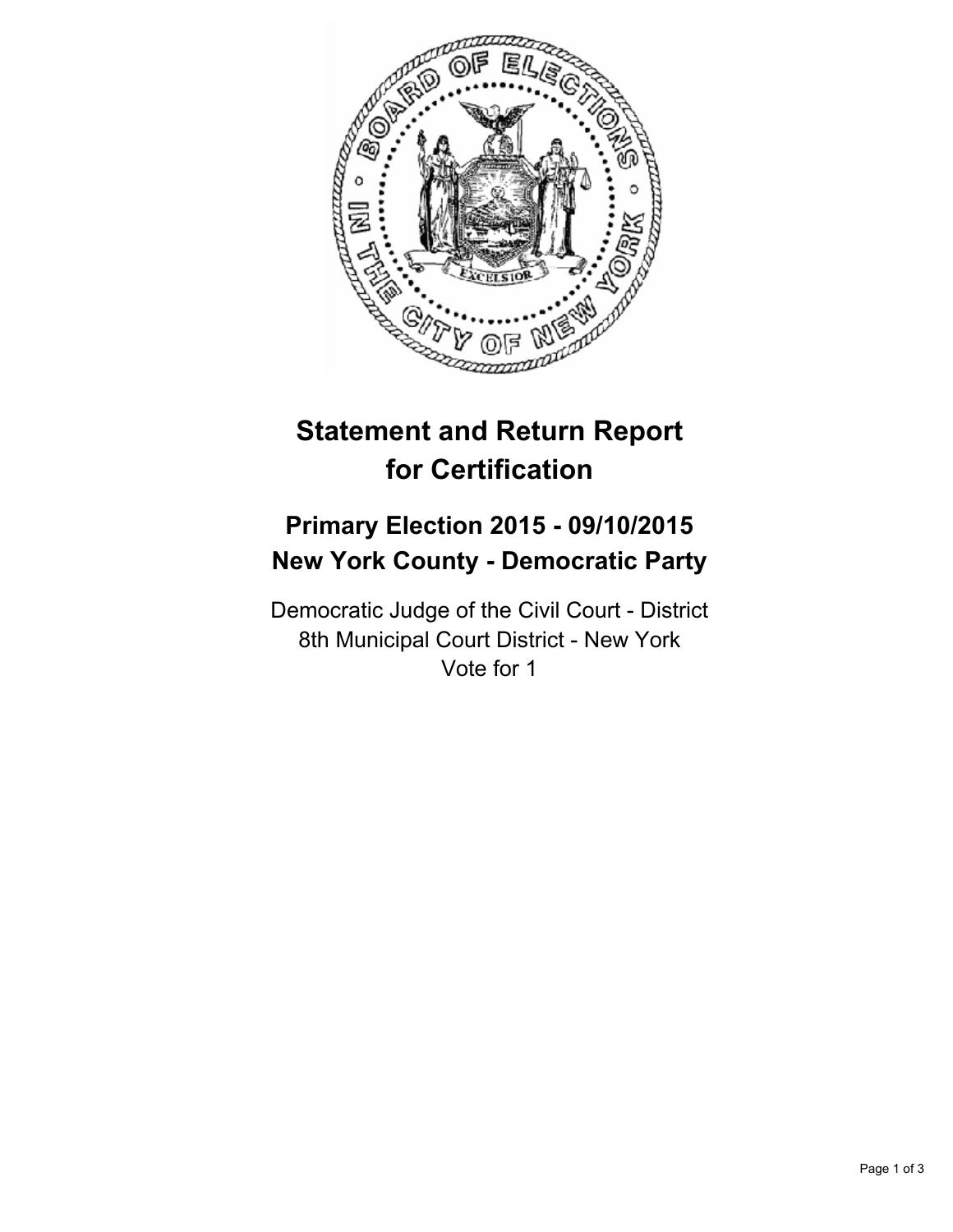# Statement and Return Report for Certification

## Primary Election 2015 - 09/10/2015
## New York County - Democratic Party

Democratic Judge of the Civil Court - District
8th Municipal Court District - New York
Vote for 1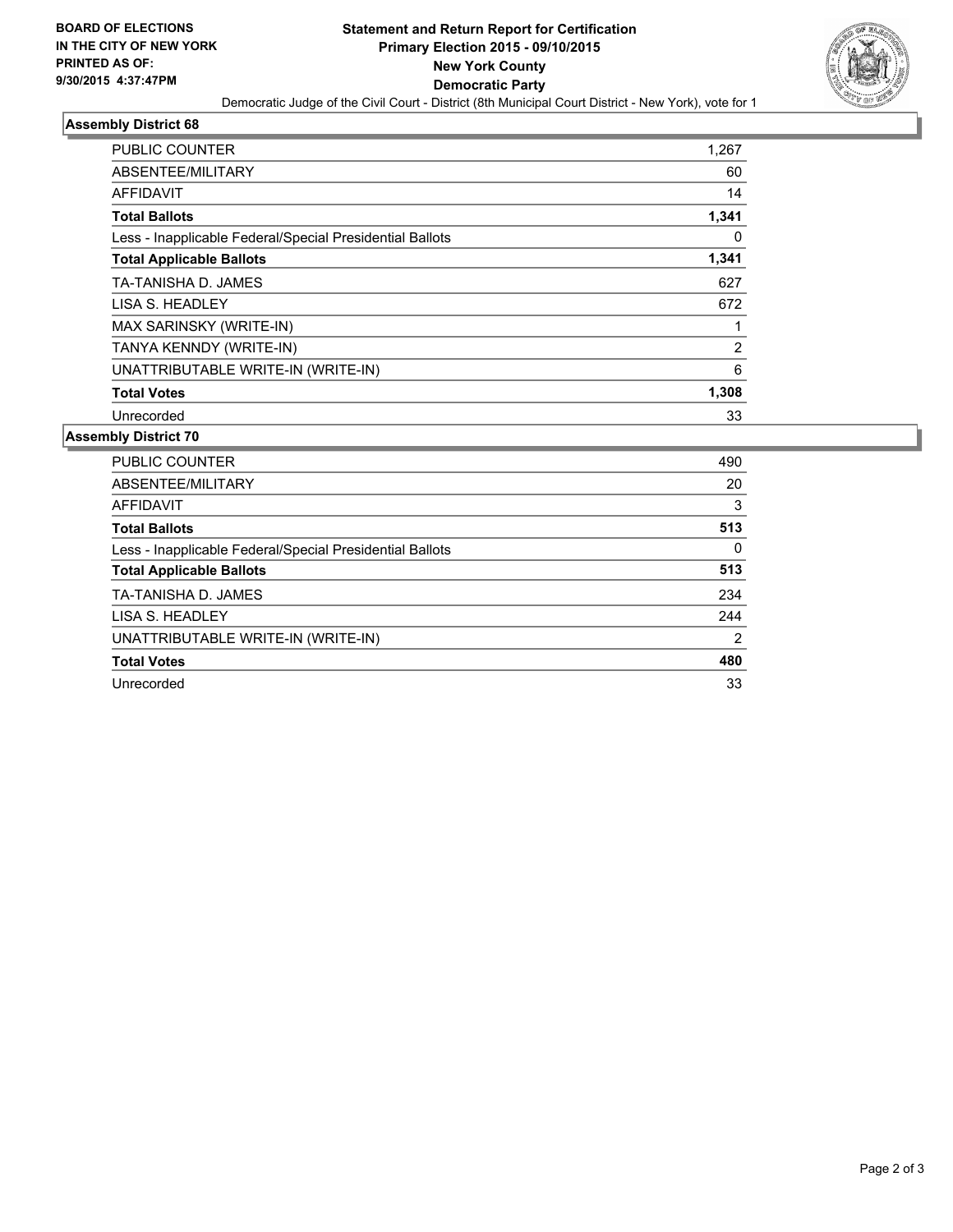BOARD OF ELECTIONS
IN THE CITY OF NEW YORK
PRINTED AS OF:
9/30/2015 4:37:47PM

**Statement and Return Report for Certification**
**Primary Election 2015 - 09/10/2015**
**New York County**
**Democratic Party**
Democratic Judge of the Civil Court - District (8th Municipal Court District - New York), vote for 1

### Assembly District 68

| | |
|---|---|
| PUBLIC COUNTER | 1,267 |
| ABSENTEE/MILITARY | 60 |
| AFFIDAVIT | 14 |
| **Total Ballots** | **1,341** |
| Less - Inapplicable Federal/Special Presidential Ballots | 0 |
| **Total Applicable Ballots** | **1,341** |
| TA-TANISHA D. JAMES | 627 |
| LISA S. HEADLEY | 672 |
| MAX SARINSKY (WRITE-IN) | 1 |
| TANYA KENNDY (WRITE-IN) | 2 |
| UNATTRIBUTABLE WRITE-IN (WRITE-IN) | 6 |
| **Total Votes** | **1,308** |
| Unrecorded | 33 |

### Assembly District 70

| | |
|---|---|
| PUBLIC COUNTER | 490 |
| ABSENTEE/MILITARY | 20 |
| AFFIDAVIT | 3 |
| **Total Ballots** | **513** |
| Less - Inapplicable Federal/Special Presidential Ballots | 0 |
| **Total Applicable Ballots** | **513** |
| TA-TANISHA D. JAMES | 234 |
| LISA S. HEADLEY | 244 |
| UNATTRIBUTABLE WRITE-IN (WRITE-IN) | 2 |
| **Total Votes** | **480** |
| Unrecorded | 33 |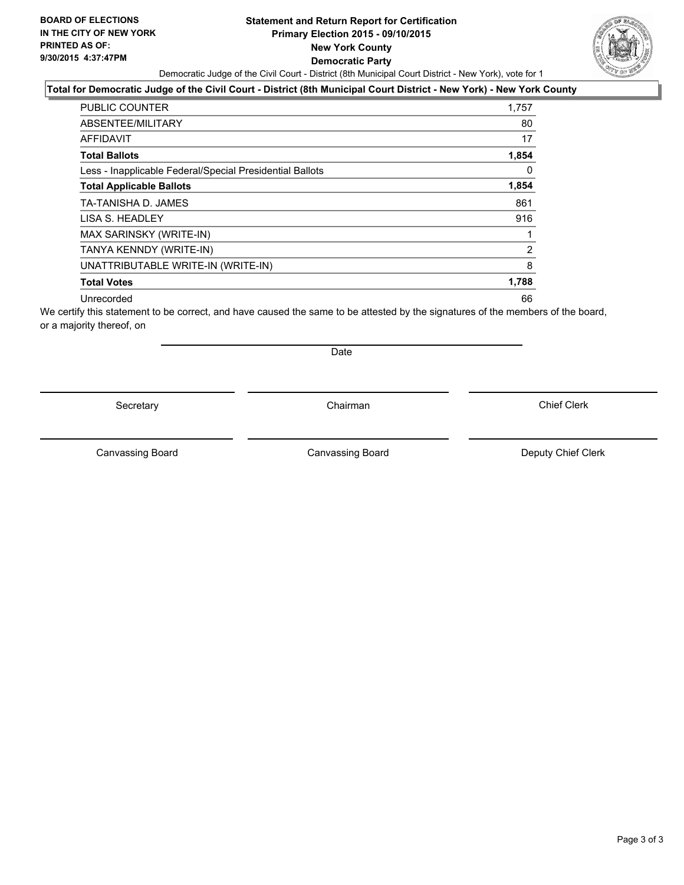**BOARD OF ELECTIONS IN THE CITY OF NEW YORK PRINTED AS OF: 9/30/2015 4:37:47PM**

**Statement and Return Report for Certification**
**Primary Election 2015 - 09/10/2015**
**New York County**
**Democratic Party**

Democratic Judge of the Civil Court - District (8th Municipal Court District - New York), vote for 1

**Total for Democratic Judge of the Civil Court - District (8th Municipal Court District - New York) - New York County**

| | |
|---|---|
| PUBLIC COUNTER | 1,757 |
| ABSENTEE/MILITARY | 80 |
| AFFIDAVIT | 17 |
| **Total Ballots** | **1,854** |
| Less - Inapplicable Federal/Special Presidential Ballots | 0 |
| **Total Applicable Ballots** | **1,854** |
| TA-TANISHA D. JAMES | 861 |
| LISA S. HEADLEY | 916 |
| MAX SARINSKY (WRITE-IN) | 1 |
| TANYA KENNDY (WRITE-IN) | 2 |
| UNATTRIBUTABLE WRITE-IN (WRITE-IN) | 8 |
| **Total Votes** | **1,788** |
| Unrecorded | 66 |

We certify this statement to be correct, and have caused the same to be attested by the signatures of the members of the board, or a majority thereof, on

Date

Secretary | Chairman | Chief Clerk

Canvassing Board | Canvassing Board | Deputy Chief Clerk